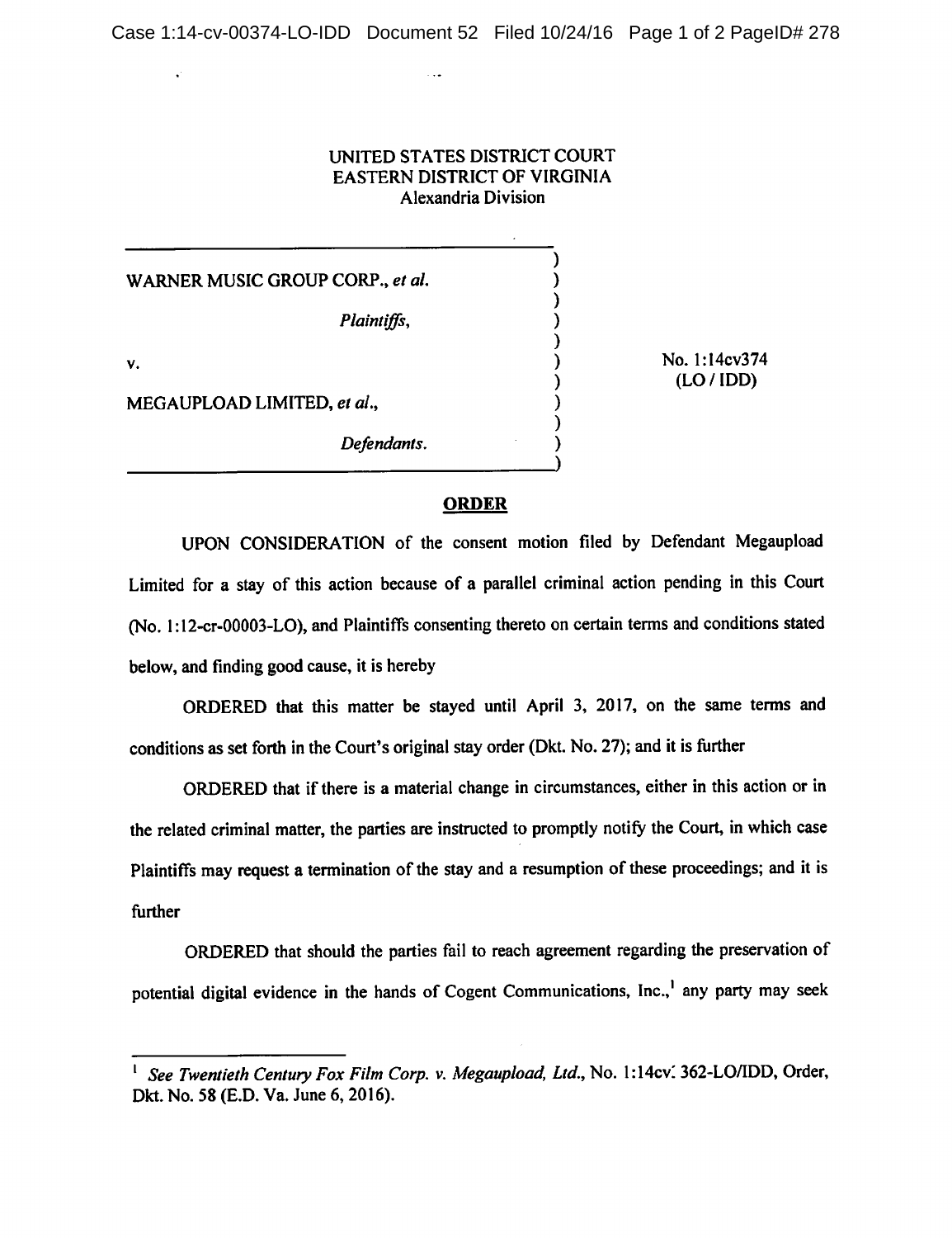UNITED STATES DISTRICT COURT
EASTERN DISTRICT OF VIRGINIA
Alexandria Division

WARNER MUSIC GROUP CORP., *et al.*

*Plaintiffs*,

v.

MEGAUPLOAD LIMITED, *et al.*,

*Defendants*.

No. 1:14cv374
(LO / IDD)

## ORDER

UPON CONSIDERATION of the consent motion filed by Defendant Megaupload Limited for a stay of this action because of a parallel criminal action pending in this Court (No. 1:12-cr-00003-LO), and Plaintiffs consenting thereto on certain terms and conditions stated below, and finding good cause, it is hereby

ORDERED that this matter be stayed until April 3, 2017, on the same terms and conditions as set forth in the Court's original stay order (Dkt. No. 27); and it is further

ORDERED that if there is a material change in circumstances, either in this action or in the related criminal matter, the parties are instructed to promptly notify the Court, in which case Plaintiffs may request a termination of the stay and a resumption of these proceedings; and it is further

ORDERED that should the parties fail to reach agreement regarding the preservation of potential digital evidence in the hands of Cogent Communications, Inc.,[1] any party may seek

---

[1] *See Twentieth Century Fox Film Corp. v. Megaupload, Ltd.*, No. 1:14cv362-LO/IDD, Order, Dkt. No. 58 (E.D. Va. June 6, 2016).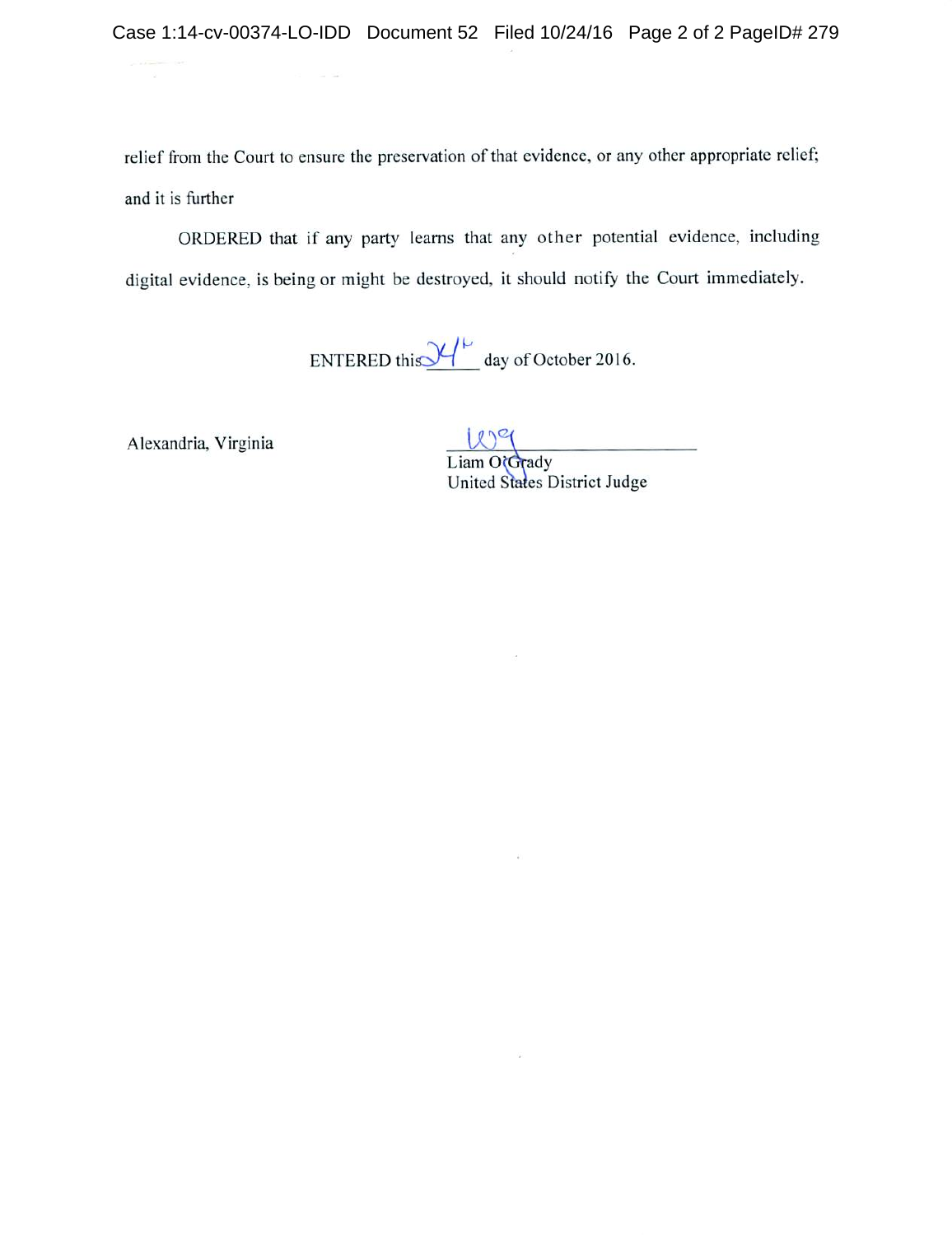relief from the Court to ensure the preservation of that evidence, or any other appropriate relief; and it is further

ORDERED that if any party learns that any other potential evidence, including digital evidence, is being or might be destroyed, it should notify the Court immediately.

ENTERED this 24th day of October 2016.

Alexandria, Virginia

Liam O'Grady
United States District Judge